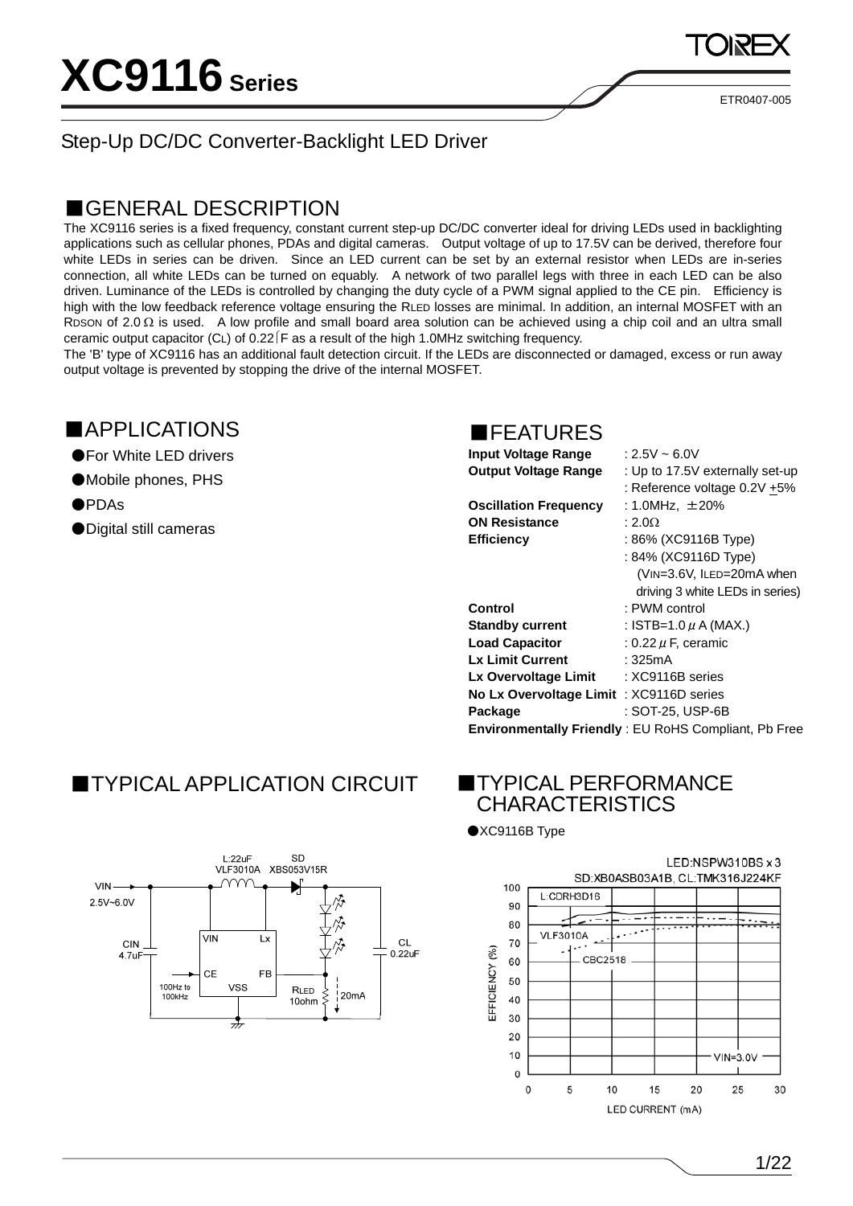# XC9116 Series

ETR0407-005

## Step-Up DC/DC Converter-Backlight LED Driver

## ■GENERAL DESCRIPTION

The XC9116 series is a fixed frequency, constant current step-up DC/DC converter ideal for driving LEDs used in backlighting applications such as cellular phones, PDAs and digital cameras. Output voltage of up to 17.5V can be derived, therefore four white LEDs in series can be driven. Since an LED current can be set by an external resistor when LEDs are in-series connection, all white LEDs can be turned on equably. A network of two parallel legs with three in each LED can be also driven. Luminance of the LEDs is controlled by changing the duty cycle of a PWM signal applied to the CE pin. Efficiency is high with the low feedback reference voltage ensuring the $R_{LED}$ losses are minimal. In addition, an internal MOSFET with an $R_{DSON}$ of 2.0Ω is used. A low profile and small board area solution can be achieved using a chip coil and an ultra small ceramic output capacitor ($C_L$) of 0.22μF as a result of the high 1.0MHz switching frequency.

The 'B' type of XC9116 has an additional fault detection circuit. If the LEDs are disconnected or damaged, excess or run away output voltage is prevented by stopping the drive of the internal MOSFET.

## ■APPLICATIONS

- For White LED drivers
- Mobile phones, PHS
- PDAs
- Digital still cameras

## ■FEATURES

| | |
|---|---|
| **Input Voltage Range** | : 2.5V ~ 6.0V |
| **Output Voltage Range** | : Up to 17.5V externally set-up |
| | : Reference voltage 0.2V ±5% |
| **Oscillation Frequency** | : 1.0MHz, ±20% |
| **ON Resistance** | : 2.0Ω |
| **Efficiency** | : 86% (XC9116B Type) |
| | : 84% (XC9116D Type) |
| | ($V_{IN}$=3.6V, $I_{LED}$=20mA when driving 3 white LEDs in series) |
| **Control** | : PWM control |
| **Standby current** | : ISTB=1.0μA (MAX.) |
| **Load Capacitor** | : 0.22μF, ceramic |
| **Lx Limit Current** | : 325mA |
| **Lx Overvoltage Limit** | : XC9116B series |
| **No Lx Overvoltage Limit** | : XC9116D series |
| **Package** | : SOT-25, USP-6B |
| **Environmentally Friendly** | : EU RoHS Compliant, Pb Free |

## ■TYPICAL APPLICATION CIRCUIT

## ■TYPICAL PERFORMANCE CHARACTERISTICS

● XC9116B Type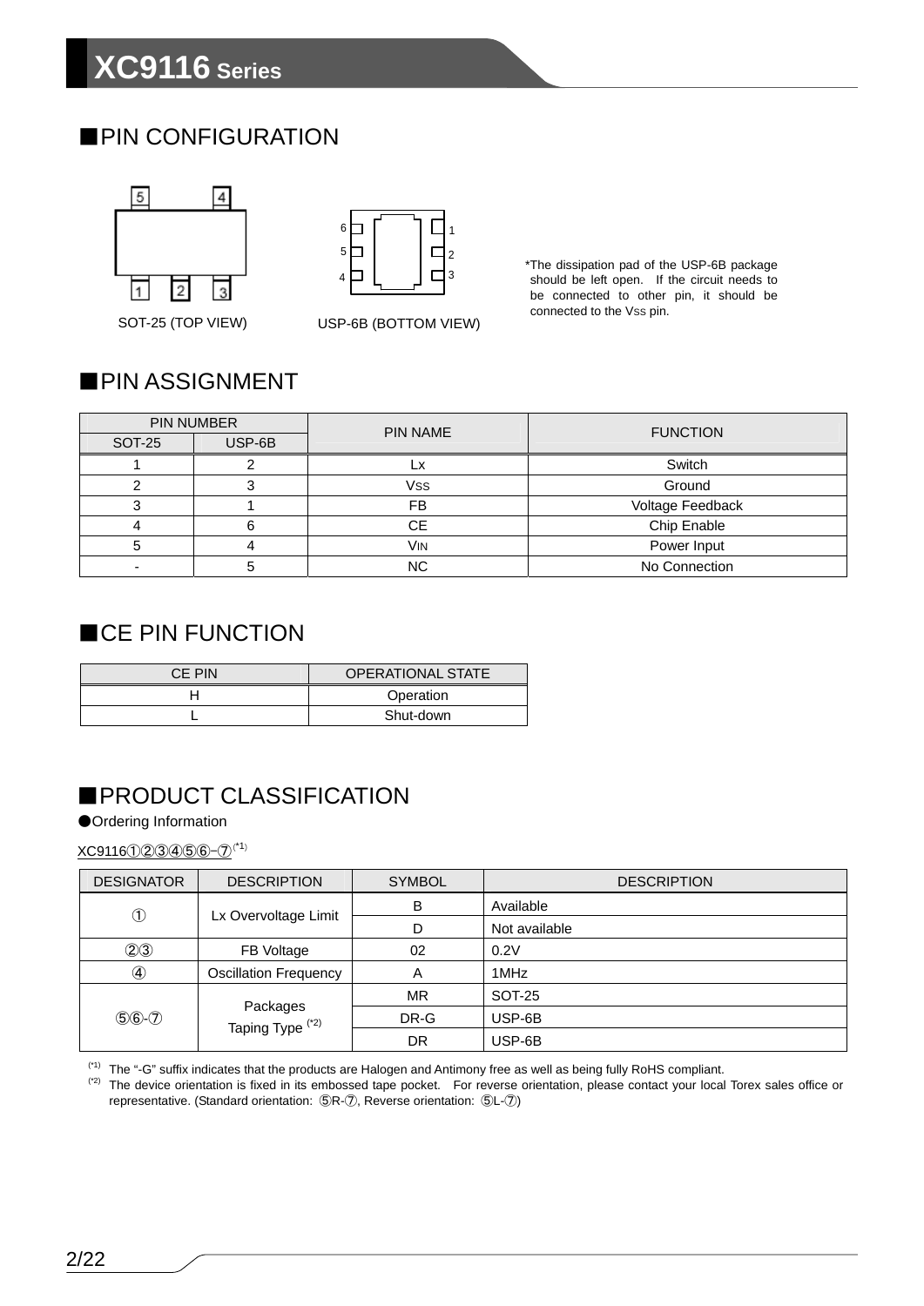## ■PIN CONFIGURATION

SOT-25 (TOP VIEW)

USP-6B (BOTTOM VIEW)

*The dissipation pad of the USP-6B package should be left open. If the circuit needs to be connected to other pin, it should be connected to the VSS pin.

## ■PIN ASSIGNMENT

| PIN NUMBER | | PIN NAME | FUNCTION |
|---|---|---|---|
| SOT-25 | USP-6B | | |
| 1 | 2 | Lx | Switch |
| 2 | 3 | VSS | Ground |
| 3 | 1 | FB | Voltage Feedback |
| 4 | 6 | CE | Chip Enable |
| 5 | 4 | VIN | Power Input |
| - | 5 | NC | No Connection |

## ■CE PIN FUNCTION

| CE PIN | OPERATIONAL STATE |
|---|---|
| H | Operation |
| L | Shut-down |

## ■PRODUCT CLASSIFICATION

●Ordering Information

XC9116①②③④⑤⑥-⑦(*1)

| DESIGNATOR | DESCRIPTION | SYMBOL | DESCRIPTION |
|---|---|---|---|
| ① | Lx Overvoltage Limit | B | Available |
| | | D | Not available |
| ②③ | FB Voltage | 02 | 0.2V |
| ④ | Oscillation Frequency | A | 1MHz |
| ⑤⑥-⑦ | Packages Taping Type (*2) | MR | SOT-25 |
| | | DR-G | USP-6B |
| | | DR | USP-6B |

(*1) The "-G" suffix indicates that the products are Halogen and Antimony free as well as being fully RoHS compliant.
(*2) The device orientation is fixed in its embossed tape pocket. For reverse orientation, please contact your local Torex sales office or representative. (Standard orientation: ⑤R-⑦, Reverse orientation: ⑤L-⑦)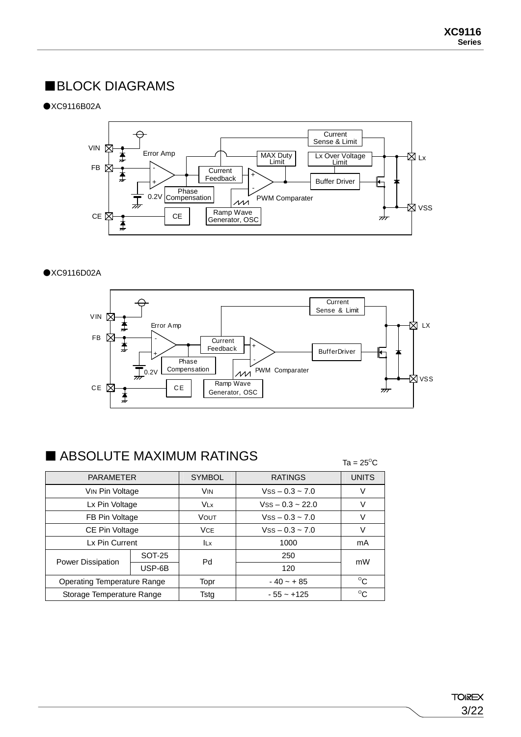## ■BLOCK DIAGRAMS

●XC9116B02A

VIN, FB, CE, Lx, VSS, Error Amp, 0.2V, Phase Compensation, Current Feedback, MAX Duty Limit, Current Sense & Limit, Lx Over Voltage Limit, Buffer Driver, PWM Comparater, Ramp Wave Generator, OSC, CE

●XC9116D02A

VIN, FB, CE, LX, VSS, Error Amp, 0.2V, Phase Compensation, Current Feedback, Current Sense & Limit, BufferDriver, PWM Comparater, Ramp Wave Generator, OSC, CE

## ■ ABSOLUTE MAXIMUM RATINGS

Ta = 25°C

| PARAMETER | | SYMBOL | RATINGS | UNITS |
|---|---|---|---|---|
| VIN Pin Voltage | | VIN | VSS – 0.3 ~ 7.0 | V |
| Lx Pin Voltage | | VLx | VSS – 0.3 ~ 22.0 | V |
| FB Pin Voltage | | VOUT | VSS – 0.3 ~ 7.0 | V |
| CE Pin Voltage | | VCE | VSS – 0.3 ~ 7.0 | V |
| Lx Pin Current | | ILx | 1000 | mA |
| Power Dissipation | SOT-25 | Pd | 250 | mW |
| | USP-6B | | 120 | |
| Operating Temperature Range | | Topr | - 40 ~ + 85 | °C |
| Storage Temperature Range | | Tstg | - 55 ~ +125 | °C |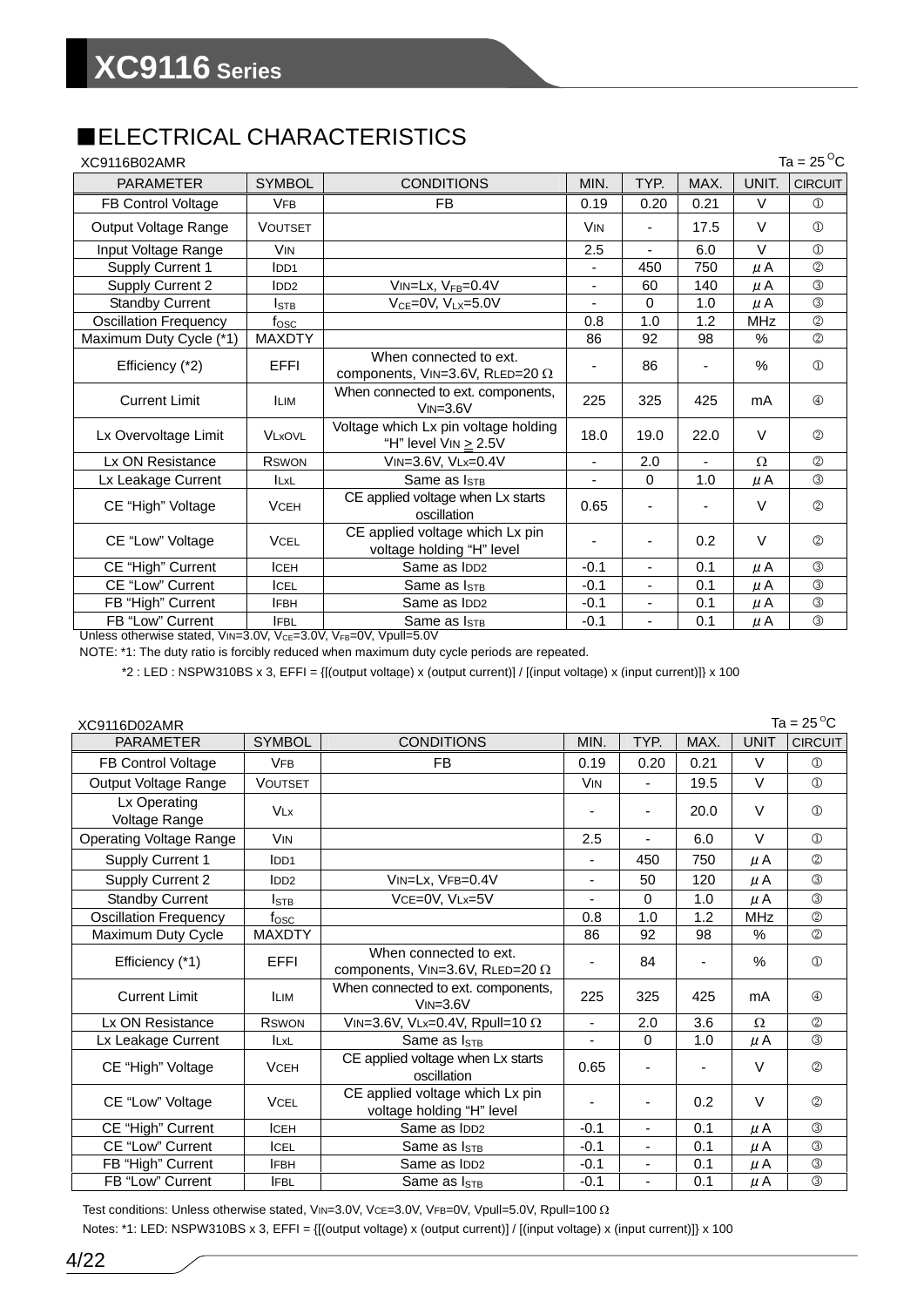## ■ELECTRICAL CHARACTERISTICS

XC9116B02AMR

Ta = 25 °C

| PARAMETER | SYMBOL | CONDITIONS | MIN. | TYP. | MAX. | UNIT. | CIRCUIT |
|---|---|---|---|---|---|---|---|
| FB Control Voltage | $V_{FB}$ | FB | 0.19 | 0.20 | 0.21 | V | ① |
| Output Voltage Range | $V_{OUTSET}$ | | $V_{IN}$ | - | 17.5 | V | ① |
| Input Voltage Range | $V_{IN}$ | | 2.5 | - | 6.0 | V | ① |
| Supply Current 1 | $I_{DD1}$ | | - | 450 | 750 | μA | ② |
| Supply Current 2 | $I_{DD2}$ | $V_{IN}$=Lx, $V_{FB}$=0.4V | - | 60 | 140 | μA | ③ |
| Standby Current | $I_{STB}$ | $V_{CE}$=0V, $V_{LX}$=5.0V | - | 0 | 1.0 | μA | ③ |
| Oscillation Frequency | $f_{OSC}$ | | 0.8 | 1.0 | 1.2 | MHz | ② |
| Maximum Duty Cycle (*1) | MAXDTY | | 86 | 92 | 98 | % | ② |
| Efficiency (*2) | EFFI | When connected to ext. components, $V_{IN}$=3.6V, $R_{LED}$=20 Ω | - | 86 | - | % | ① |
| Current Limit | $I_{LIM}$ | When connected to ext. components, $V_{IN}$=3.6V | 225 | 325 | 425 | mA | ④ |
| Lx Overvoltage Limit | $V_{LxOVL}$ | Voltage which Lx pin voltage holding "H" level $V_{IN} \geq$ 2.5V | 18.0 | 19.0 | 22.0 | V | ② |
| Lx ON Resistance | $R_{SWON}$ | $V_{IN}$=3.6V, $V_{Lx}$=0.4V | - | 2.0 | - | Ω | ② |
| Lx Leakage Current | $I_{LxL}$ | Same as $I_{STB}$ | - | 0 | 1.0 | μA | ③ |
| CE "High" Voltage | $V_{CEH}$ | CE applied voltage when Lx starts oscillation | 0.65 | - | - | V | ② |
| CE "Low" Voltage | $V_{CEL}$ | CE applied voltage which Lx pin voltage holding "H" level | - | - | 0.2 | V | ② |
| CE "High" Current | $I_{CEH}$ | Same as $I_{DD2}$ | -0.1 | - | 0.1 | μA | ③ |
| CE "Low" Current | $I_{CEL}$ | Same as $I_{STB}$ | -0.1 | - | 0.1 | μA | ③ |
| FB "High" Current | $I_{FBH}$ | Same as $I_{DD2}$ | -0.1 | - | 0.1 | μA | ③ |
| FB "Low" Current | $I_{FBL}$ | Same as $I_{STB}$ | -0.1 | - | 0.1 | μA | ③ |

Unless otherwise stated, $V_{IN}$=3.0V, $V_{CE}$=3.0V, $V_{FB}$=0V, Vpull=5.0V

NOTE: *1: The duty ratio is forcibly reduced when maximum duty cycle periods are repeated.

*2 : LED : NSPW310BS x 3, EFFI = {[(output voltage) x (output current)] / [(input voltage) x (input current)]} x 100

XC9116D02AMR

Ta = 25 °C

| PARAMETER | SYMBOL | CONDITIONS | MIN. | TYP. | MAX. | UNIT | CIRCUIT |
|---|---|---|---|---|---|---|---|
| FB Control Voltage | $V_{FB}$ | FB | 0.19 | 0.20 | 0.21 | V | ① |
| Output Voltage Range | $V_{OUTSET}$ | | $V_{IN}$ | - | 19.5 | V | ① |
| Lx Operating Voltage Range | $V_{Lx}$ | | - | - | 20.0 | V | ① |
| Operating Voltage Range | $V_{IN}$ | | 2.5 | - | 6.0 | V | ① |
| Supply Current 1 | $I_{DD1}$ | | - | 450 | 750 | μA | ② |
| Supply Current 2 | $I_{DD2}$ | $V_{IN}$=Lx, $V_{FB}$=0.4V | - | 50 | 120 | μA | ③ |
| Standby Current | $I_{STB}$ | $V_{CE}$=0V, $V_{Lx}$=5V | - | 0 | 1.0 | μA | ③ |
| Oscillation Frequency | $f_{OSC}$ | | 0.8 | 1.0 | 1.2 | MHz | ② |
| Maximum Duty Cycle | MAXDTY | | 86 | 92 | 98 | % | ② |
| Efficiency (*1) | EFFI | When connected to ext. components, $V_{IN}$=3.6V, $R_{LED}$=20 Ω | - | 84 | - | % | ① |
| Current Limit | $I_{LIM}$ | When connected to ext. components, $V_{IN}$=3.6V | 225 | 325 | 425 | mA | ④ |
| Lx ON Resistance | $R_{SWON}$ | $V_{IN}$=3.6V, $V_{Lx}$=0.4V, Rpull=10 Ω | - | 2.0 | 3.6 | Ω | ② |
| Lx Leakage Current | $I_{LxL}$ | Same as $I_{STB}$ | - | 0 | 1.0 | μA | ③ |
| CE "High" Voltage | $V_{CEH}$ | CE applied voltage when Lx starts oscillation | 0.65 | - | - | V | ② |
| CE "Low" Voltage | $V_{CEL}$ | CE applied voltage which Lx pin voltage holding "H" level | - | - | 0.2 | V | ② |
| CE "High" Current | $I_{CEH}$ | Same as $I_{DD2}$ | -0.1 | - | 0.1 | μA | ③ |
| CE "Low" Current | $I_{CEL}$ | Same as $I_{STB}$ | -0.1 | - | 0.1 | μA | ③ |
| FB "High" Current | $I_{FBH}$ | Same as $I_{DD2}$ | -0.1 | - | 0.1 | μA | ③ |
| FB "Low" Current | $I_{FBL}$ | Same as $I_{STB}$ | -0.1 | - | 0.1 | μA | ③ |

Test conditions: Unless otherwise stated, $V_{IN}$=3.0V, $V_{CE}$=3.0V, $V_{FB}$=0V, Vpull=5.0V, Rpull=100 Ω

Notes: *1: LED: NSPW310BS x 3, EFFI = {[(output voltage) x (output current)] / [(input voltage) x (input current)]} x 100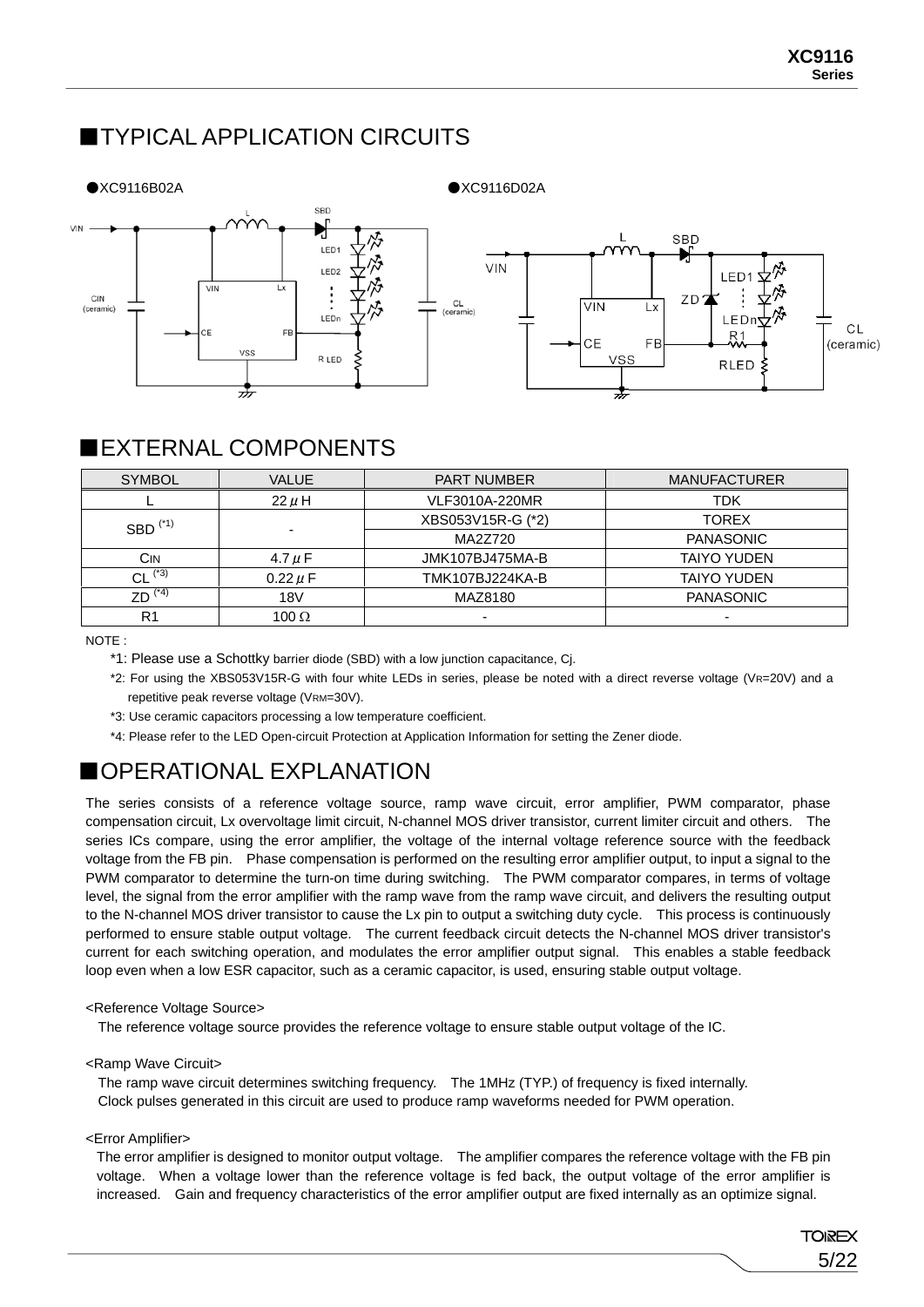## ■TYPICAL APPLICATION CIRCUITS

●XC9116B02A

●XC9116D02A

## ■EXTERNAL COMPONENTS

| SYMBOL | VALUE | PART NUMBER | MANUFACTURER |
|---|---|---|---|
| L | 22 μH | VLF3010A-220MR | TDK |
| SBD (*1) | - | XBS053V15R-G (*2) | TOREX |
| | | MA2Z720 | PANASONIC |
| $C_{IN}$ | 4.7 μF | JMK107BJ475MA-B | TAIYO YUDEN |
| CL (*3) | 0.22 μF | TMK107BJ224KA-B | TAIYO YUDEN |
| ZD (*4) | 18V | MAZ8180 | PANASONIC |
| R1 | 100 Ω | - | - |

NOTE :

*1: Please use a Schottky barrier diode (SBD) with a low junction capacitance, Cj.

*2: For using the XBS053V15R-G with four white LEDs in series, please be noted with a direct reverse voltage ($V_R$=20V) and a repetitive peak reverse voltage ($V_{RM}$=30V).

*3: Use ceramic capacitors processing a low temperature coefficient.

*4: Please refer to the LED Open-circuit Protection at Application Information for setting the Zener diode.

## ■OPERATIONAL EXPLANATION

The series consists of a reference voltage source, ramp wave circuit, error amplifier, PWM comparator, phase compensation circuit, Lx overvoltage limit circuit, N-channel MOS driver transistor, current limiter circuit and others. The series ICs compare, using the error amplifier, the voltage of the internal voltage reference source with the feedback voltage from the FB pin. Phase compensation is performed on the resulting error amplifier output, to input a signal to the PWM comparator to determine the turn-on time during switching. The PWM comparator compares, in terms of voltage level, the signal from the error amplifier with the ramp wave from the ramp wave circuit, and delivers the resulting output to the N-channel MOS driver transistor to cause the Lx pin to output a switching duty cycle. This process is continuously performed to ensure stable output voltage. The current feedback circuit detects the N-channel MOS driver transistor's current for each switching operation, and modulates the error amplifier output signal. This enables a stable feedback loop even when a low ESR capacitor, such as a ceramic capacitor, is used, ensuring stable output voltage.

<Reference Voltage Source>

The reference voltage source provides the reference voltage to ensure stable output voltage of the IC.

<Ramp Wave Circuit>

The ramp wave circuit determines switching frequency. The 1MHz (TYP.) of frequency is fixed internally. Clock pulses generated in this circuit are used to produce ramp waveforms needed for PWM operation.

<Error Amplifier>

The error amplifier is designed to monitor output voltage. The amplifier compares the reference voltage with the FB pin voltage. When a voltage lower than the reference voltage is fed back, the output voltage of the error amplifier is increased. Gain and frequency characteristics of the error amplifier output are fixed internally as an optimize signal.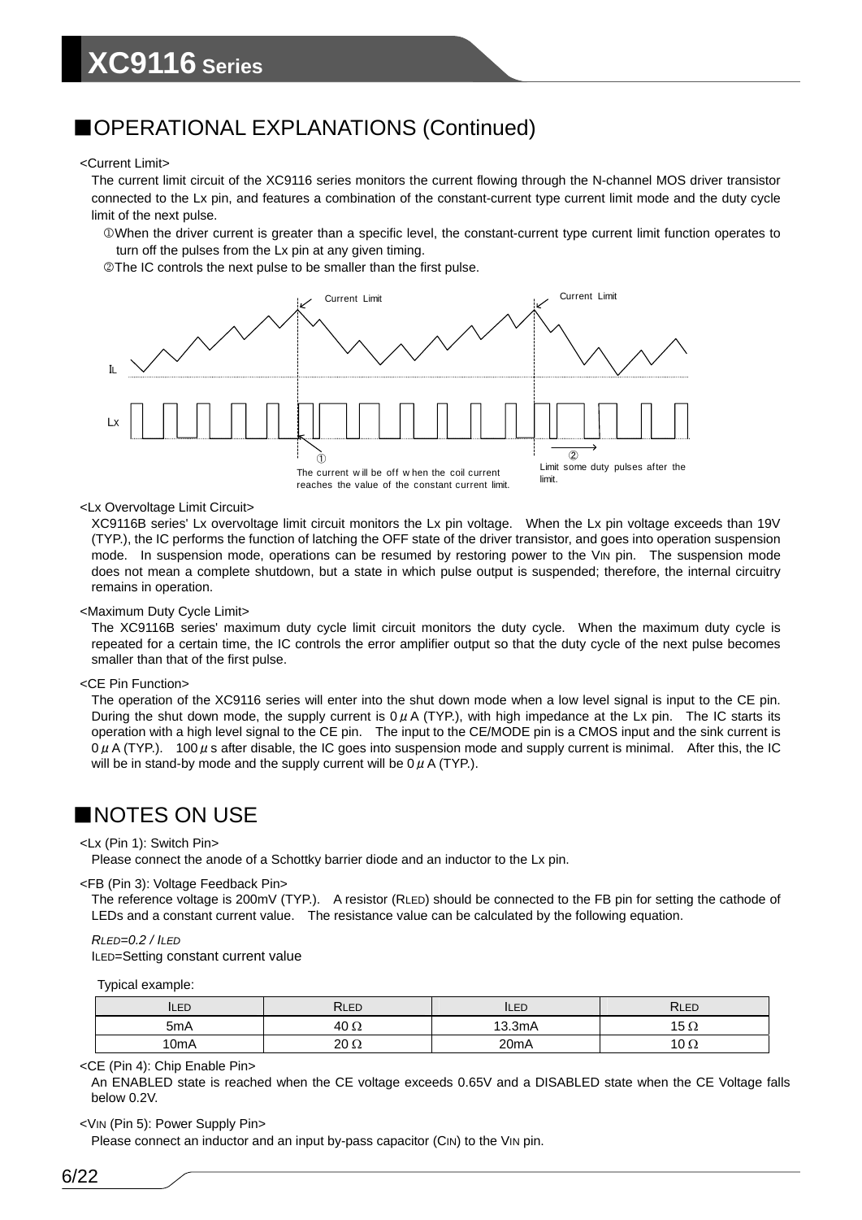## ■OPERATIONAL EXPLANATIONS (Continued)

<Current Limit>

The current limit circuit of the XC9116 series monitors the current flowing through the N-channel MOS driver transistor connected to the Lx pin, and features a combination of the constant-current type current limit mode and the duty cycle limit of the next pulse.

①When the driver current is greater than a specific level, the constant-current type current limit function operates to turn off the pulses from the Lx pin at any given timing.

②The IC controls the next pulse to be smaller than the first pulse.

Current Limit | Current Limit

IL

Lx

① The current will be off when the coil current reaches the value of the constant current limit.

② Limit some duty pulses after the limit.

<Lx Overvoltage Limit Circuit>

XC9116B series' Lx overvoltage limit circuit monitors the Lx pin voltage. When the Lx pin voltage exceeds than 19V (TYP.), the IC performs the function of latching the OFF state of the driver transistor, and goes into operation suspension mode. In suspension mode, operations can be resumed by restoring power to the $V_{IN}$ pin. The suspension mode does not mean a complete shutdown, but a state in which pulse output is suspended; therefore, the internal circuitry remains in operation.

<Maximum Duty Cycle Limit>

The XC9116B series' maximum duty cycle limit circuit monitors the duty cycle. When the maximum duty cycle is repeated for a certain time, the IC controls the error amplifier output so that the duty cycle of the next pulse becomes smaller than that of the first pulse.

<CE Pin Function>

The operation of the XC9116 series will enter into the shut down mode when a low level signal is input to the CE pin. During the shut down mode, the supply current is 0μA (TYP.), with high impedance at the Lx pin. The IC starts its operation with a high level signal to the CE pin. The input to the CE/MODE pin is a CMOS input and the sink current is 0μA (TYP.). 100μs after disable, the IC goes into suspension mode and supply current is minimal. After this, the IC will be in stand-by mode and the supply current will be 0μA (TYP.).

## ■NOTES ON USE

<Lx (Pin 1): Switch Pin>

Please connect the anode of a Schottky barrier diode and an inductor to the Lx pin.

<FB (Pin 3): Voltage Feedback Pin>

The reference voltage is 200mV (TYP.). A resistor ($R_{LED}$) should be connected to the FB pin for setting the cathode of LEDs and a constant current value. The resistance value can be calculated by the following equation.

$R_{LED} = 0.2 / I_{LED}$

$I_{LED}$=Setting constant current value

Typical example:

| ILED | RLED | ILED | RLED |
|---|---|---|---|
| 5mA | 40 Ω | 13.3mA | 15 Ω |
| 10mA | 20 Ω | 20mA | 10 Ω |

<CE (Pin 4): Chip Enable Pin>

An ENABLED state is reached when the CE voltage exceeds 0.65V and a DISABLED state when the CE Voltage falls below 0.2V.

<$V_{IN}$ (Pin 5): Power Supply Pin>

Please connect an inductor and an input by-pass capacitor ($C_{IN}$) to the $V_{IN}$ pin.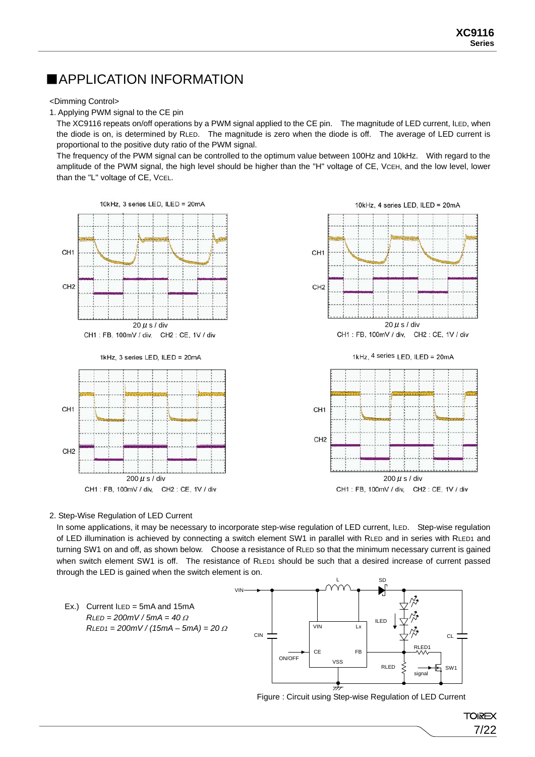## ■APPLICATION INFORMATION

<Dimming Control>

1. Applying PWM signal to the CE pin

The XC9116 repeats on/off operations by a PWM signal applied to the CE pin. The magnitude of LED current, $I_{LED}$, when the diode is on, is determined by $R_{LED}$. The magnitude is zero when the diode is off. The average of LED current is proportional to the positive duty ratio of the PWM signal.

The frequency of the PWM signal can be controlled to the optimum value between 100Hz and 10kHz. With regard to the amplitude of the PWM signal, the high level should be higher than the "H" voltage of CE, $V_{CEH}$, and the low level, lower than the "L" voltage of CE, $V_{CEL}$.

10kHz, 3 series LED, ILED = 20mA

20 μ s / div
CH1 : FB, 100mV / div, CH2 : CE, 1V / div

10kHz, 4 series LED, ILED = 20mA

20 μ s / div
CH1 : FB, 100mV / div, CH2 : CE, 1V / div

1kHz, 3 series LED, ILED = 20mA

200 μ s / div
CH1 : FB, 100mV / div, CH2 : CE, 1V / div

1kHz, 4 series LED, ILED = 20mA

200 μ s / div
CH1 : FB, 100mV / div, CH2 : CE, 1V / div

2. Step-Wise Regulation of LED Current

In some applications, it may be necessary to incorporate step-wise regulation of LED current, $I_{LED}$. Step-wise regulation of LED illumination is achieved by connecting a switch element SW1 in parallel with $R_{LED}$ and in series with $R_{LED1}$ and turning SW1 on and off, as shown below. Choose a resistance of $R_{LED}$ so that the minimum necessary current is gained when switch element SW1 is off. The resistance of $R_{LED1}$ should be such that a desired increase of current passed through the LED is gained when the switch element is on.

Ex.) Current $I_{LED}$ = 5mA and 15mA

$R_{LED} = 200mV / 5mA = 40\,\Omega$

$R_{LED1} = 200mV / (15mA – 5mA) = 20\,\Omega$

Figure : Circuit using Step-wise Regulation of LED Current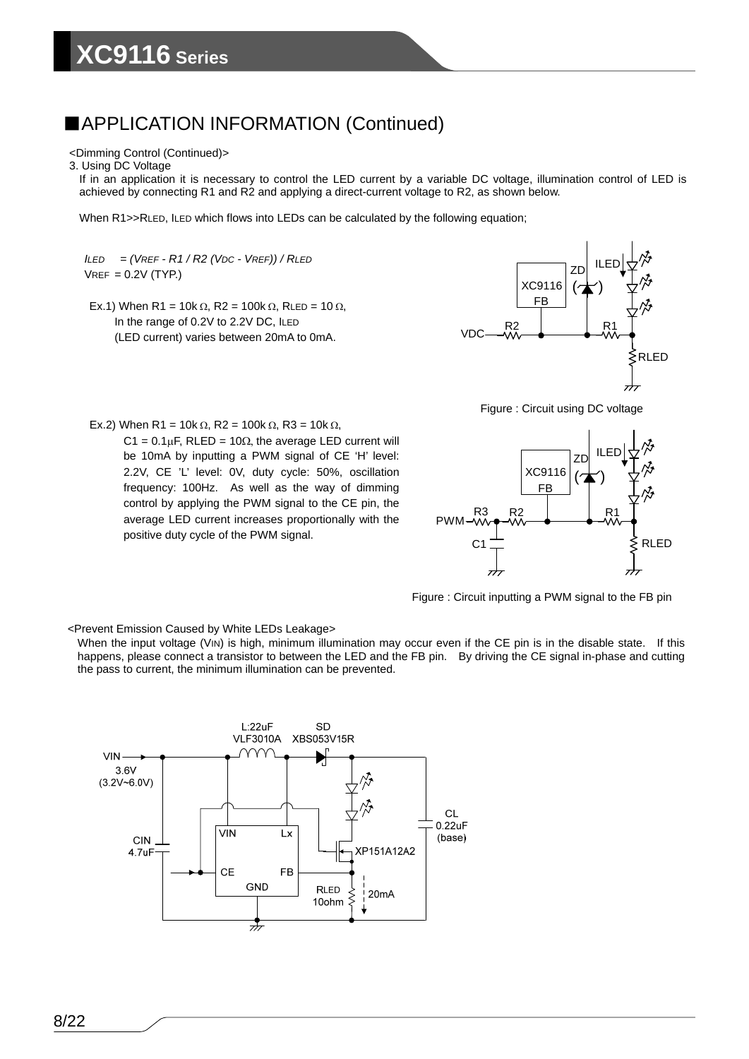## ■APPLICATION INFORMATION (Continued)

<Dimming Control (Continued)>

3. Using DC Voltage

If in an application it is necessary to control the LED current by a variable DC voltage, illumination control of LED is achieved by connecting R1 and R2 and applying a direct-current voltage to R2, as shown below.

When R1>>$R_{LED}$, $I_{LED}$ which flows into LEDs can be calculated by the following equation;

$$I_{LED} = (V_{REF} - R1 / R2\ (V_{DC} - V_{REF})) / R_{LED}$$

$V_{REF}$ = 0.2V (TYP.)

Ex.1) When R1 = 10kΩ, R2 = 100kΩ, $R_{LED}$ = 10Ω,
In the range of 0.2V to 2.2V DC, $I_{LED}$ (LED current) varies between 20mA to 0mA.

Figure : Circuit using DC voltage

Ex.2) When R1 = 10kΩ, R2 = 100kΩ, R3 = 10kΩ,
C1 = 0.1μF, RLED = 10Ω, the average LED current will be 10mA by inputting a PWM signal of CE 'H' level: 2.2V, CE 'L' level: 0V, duty cycle: 50%, oscillation frequency: 100Hz. As well as the way of dimming control by applying the PWM signal to the CE pin, the average LED current increases proportionally with the positive duty cycle of the PWM signal.

Figure : Circuit inputting a PWM signal to the FB pin

<Prevent Emission Caused by White LEDs Leakage>

When the input voltage ($V_{IN}$) is high, minimum illumination may occur even if the CE pin is in the disable state. If this happens, please connect a transistor to between the LED and the FB pin. By driving the CE signal in-phase and cutting the pass to current, the minimum illumination can be prevented.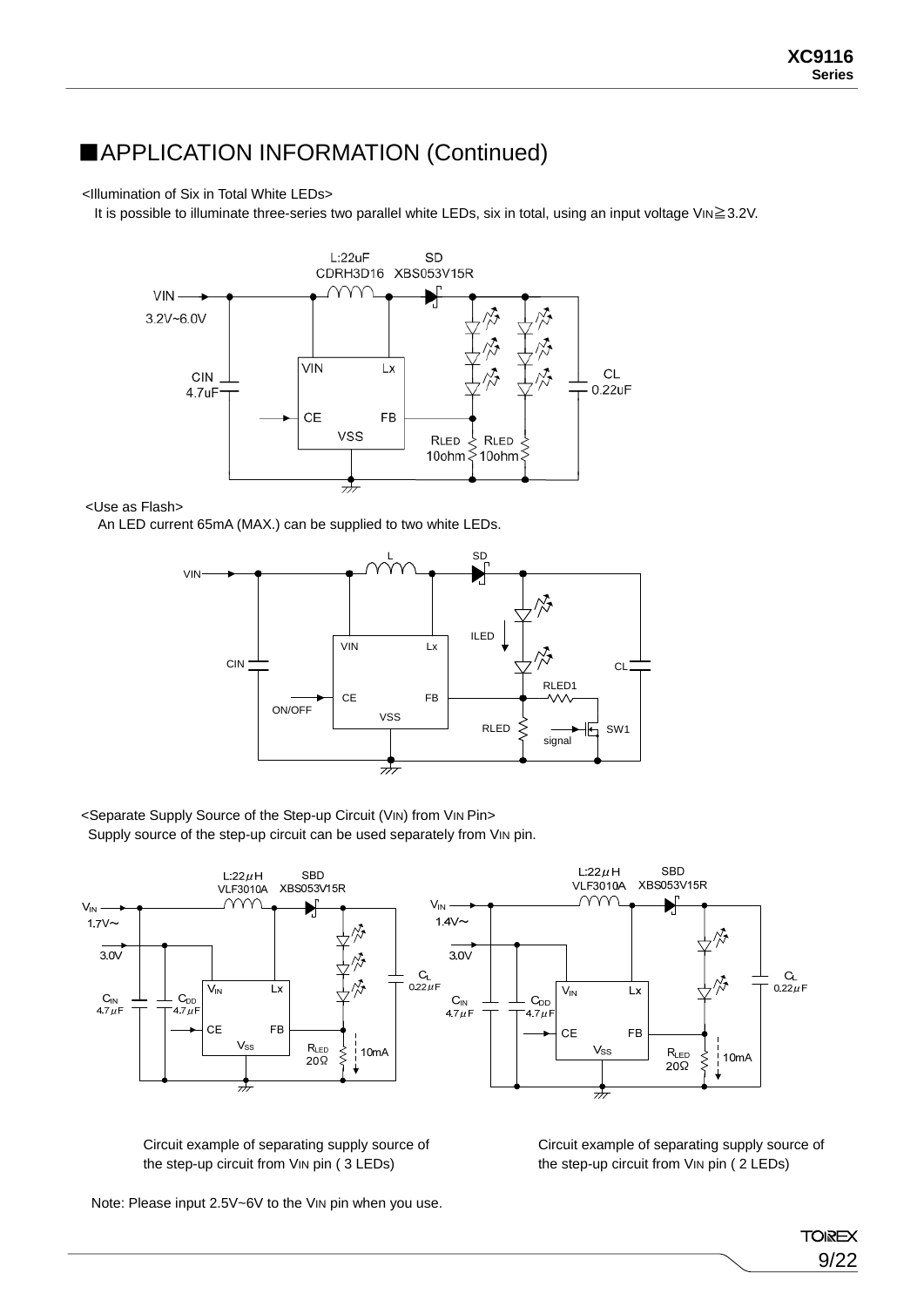## ■APPLICATION INFORMATION (Continued)

<Illumination of Six in Total White LEDs>

It is possible to illuminate three-series two parallel white LEDs, six in total, using an input voltage $V_{IN}$≧3.2V.

<Use as Flash>

An LED current 65mA (MAX.) can be supplied to two white LEDs.

<Separate Supply Source of the Step-up Circuit ($V_{IN}$) from $V_{IN}$ Pin>

Supply source of the step-up circuit can be used separately from $V_{IN}$ pin.

Circuit example of separating supply source of the step-up circuit from $V_{IN}$ pin ( 3 LEDs)

Circuit example of separating supply source of the step-up circuit from $V_{IN}$ pin ( 2 LEDs)

Note: Please input 2.5V~6V to the $V_{IN}$ pin when you use.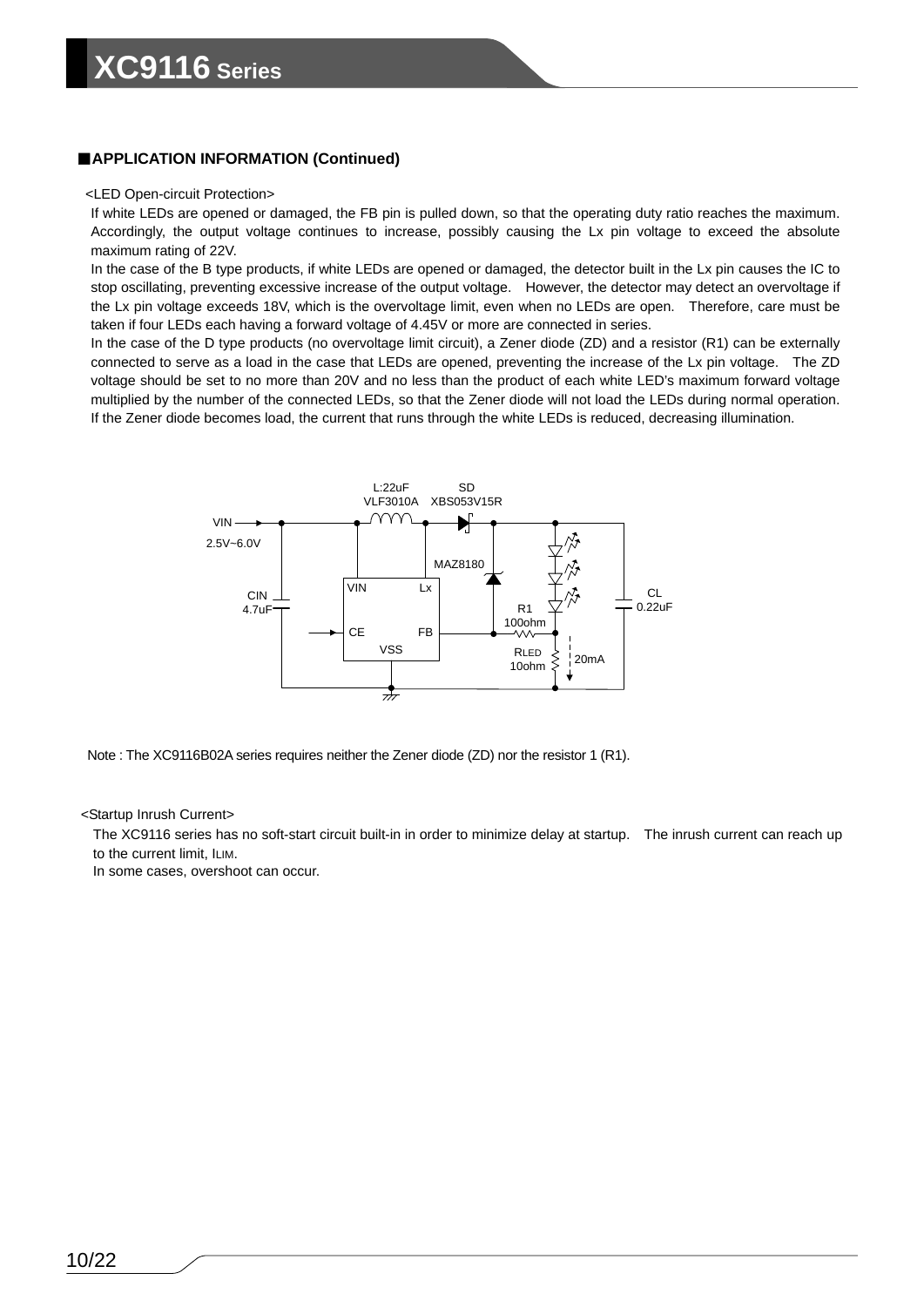## ■APPLICATION INFORMATION (Continued)

<LED Open-circuit Protection>

If white LEDs are opened or damaged, the FB pin is pulled down, so that the operating duty ratio reaches the maximum. Accordingly, the output voltage continues to increase, possibly causing the Lx pin voltage to exceed the absolute maximum rating of 22V.

In the case of the B type products, if white LEDs are opened or damaged, the detector built in the Lx pin causes the IC to stop oscillating, preventing excessive increase of the output voltage. However, the detector may detect an overvoltage if the Lx pin voltage exceeds 18V, which is the overvoltage limit, even when no LEDs are open. Therefore, care must be taken if four LEDs each having a forward voltage of 4.45V or more are connected in series.

In the case of the D type products (no overvoltage limit circuit), a Zener diode (ZD) and a resistor (R1) can be externally connected to serve as a load in the case that LEDs are opened, preventing the increase of the Lx pin voltage. The ZD voltage should be set to no more than 20V and no less than the product of each white LED's maximum forward voltage multiplied by the number of the connected LEDs, so that the Zener diode will not load the LEDs during normal operation. If the Zener diode becomes load, the current that runs through the white LEDs is reduced, decreasing illumination.

Note : The XC9116B02A series requires neither the Zener diode (ZD) nor the resistor 1 (R1).

<Startup Inrush Current>

The XC9116 series has no soft-start circuit built-in in order to minimize delay at startup. The inrush current can reach up to the current limit, $I_{LIM}$.

In some cases, overshoot can occur.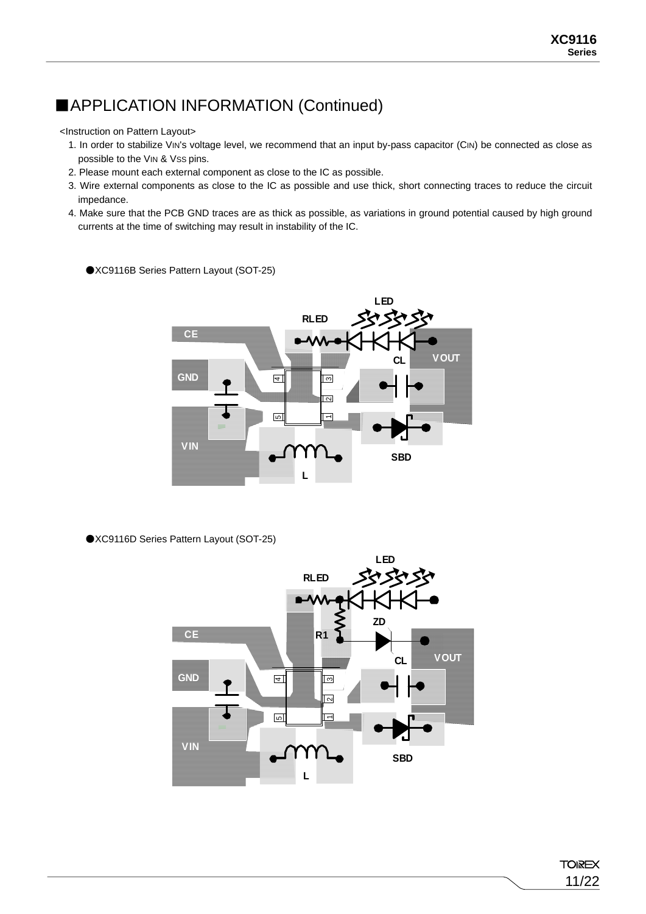## ■APPLICATION INFORMATION (Continued)

<Instruction on Pattern Layout>

1. In order to stabilize $V_{IN}$'s voltage level, we recommend that an input by-pass capacitor ($C_{IN}$) be connected as close as possible to the $V_{IN}$ & $V_{SS}$ pins.
2. Please mount each external component as close to the IC as possible.
3. Wire external components as close to the IC as possible and use thick, short connecting traces to reduce the circuit impedance.
4. Make sure that the PCB GND traces are as thick as possible, as variations in ground potential caused by high ground currents at the time of switching may result in instability of the IC.

●XC9116B Series Pattern Layout (SOT-25)

LED, RLED, CE, VOUT, CL, GND, VIN, SBD, L

●XC9116D Series Pattern Layout (SOT-25)

LED, RLED, ZD, R1, CE, VOUT, CL, GND, VIN, SBD, L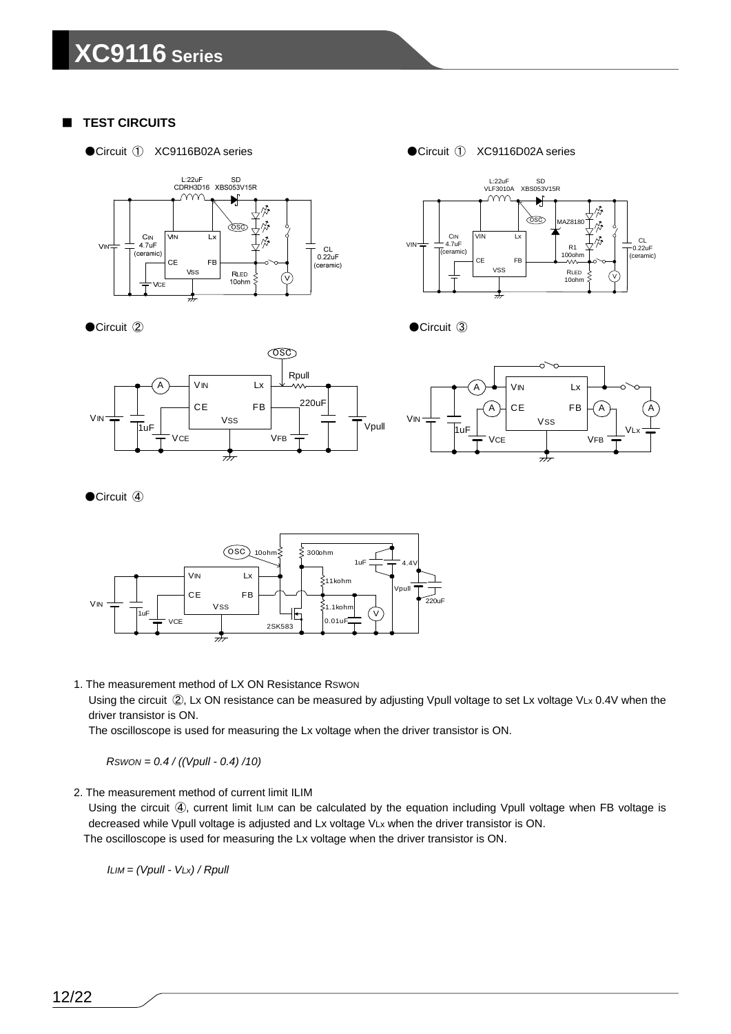## ■ TEST CIRCUITS

●Circuit ① XC9116B02A series

●Circuit ① XC9116D02A series

●Circuit ②

●Circuit ③

●Circuit ④

1. The measurement method of LX ON Resistance $R_{SWON}$

   Using the circuit ②, Lx ON resistance can be measured by adjusting Vpull voltage to set Lx voltage $V_{Lx}$ 0.4V when the driver transistor is ON.

   The oscilloscope is used for measuring the Lx voltage when the driver transistor is ON.

   $$R_{SWON} = 0.4 / ((Vpull - 0.4) / 10)$$

2. The measurement method of current limit ILIM

   Using the circuit ④, current limit $I_{LIM}$ can be calculated by the equation including Vpull voltage when FB voltage is decreased while Vpull voltage is adjusted and Lx voltage $V_{Lx}$ when the driver transistor is ON.

   The oscilloscope is used for measuring the Lx voltage when the driver transistor is ON.

   $$I_{LIM} = (Vpull - V_{Lx}) / Rpull$$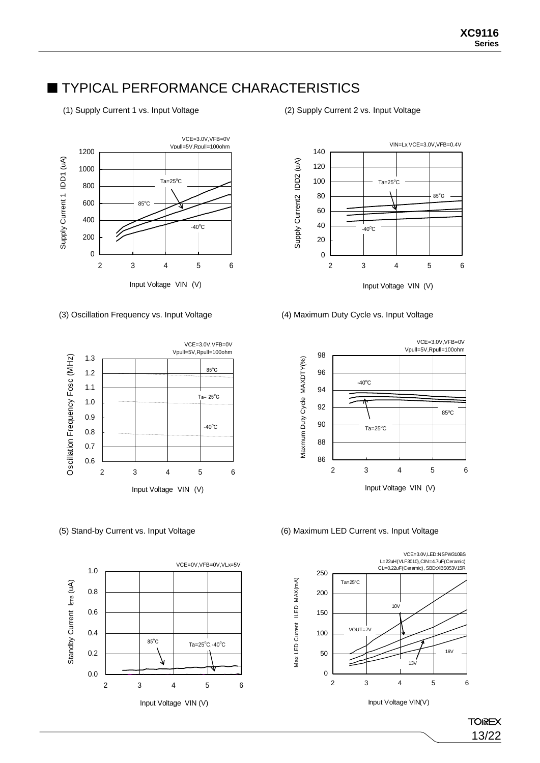## ■ TYPICAL PERFORMANCE CHARACTERISTICS

(1) Supply Current 1 vs. Input Voltage

VCE=3.0V,VFB=0V
Vpull=5V,Rpull=100ohm

(2) Supply Current 2 vs. Input Voltage

VIN=Lx,VCE=3.0V,VFB=0.4V

(3) Oscillation Frequency vs. Input Voltage

VCE=3.0V,VFB=0V
Vpull=5V,Rpull=100ohm

(4) Maximum Duty Cycle vs. Input Voltage

VCE=3.0V,VFB=0V
Vpull=5V,Rpull=100ohm

(5) Stand-by Current vs. Input Voltage

VCE=0V,VFB=0V,VLx=5V

(6) Maximum LED Current vs. Input Voltage

VCE=3.0V,LED:NSPW310BS
L=22uH(VLF3010),CIN=4.7uF(Ceramic)
CL=0.22uF(Ceramic), SBD:XBS053V15R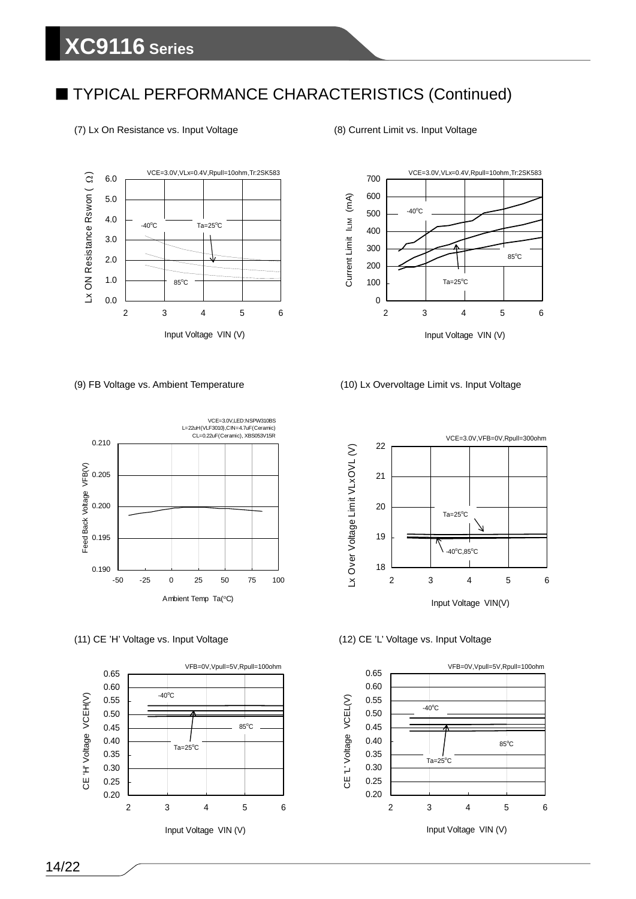## ■ TYPICAL PERFORMANCE CHARACTERISTICS (Continued)

(7) Lx On Resistance vs. Input Voltage

VCE=3.0V,VLx=0.4V,Rpull=10ohm,Tr:2SK583

Lx ON Resistance Rswon (Ω)

-40℃ Ta=25℃ 85℃

Input Voltage VIN (V)

(8) Current Limit vs. Input Voltage

VCE=3.0V,VLx=0.4V,Rpull=10ohm,Tr:2SK583

Current Limit ILIM (mA)

-40℃ 85℃ Ta=25℃

Input Voltage VIN (V)

(9) FB Voltage vs. Ambient Temperature

VCE=3.0V,LED:NSPW310BS
L=22uH(VLF3010),CIN=4.7uF(Ceramic)
CL=0.22uF(Ceramic), XBS053V15R

Feed Back Voltage VFB(V)

Ambient Temp Ta(℃)

(10) Lx Overvoltage Limit vs. Input Voltage

VCE=3.0V,VFB=0V,Rpull=300ohm

Lx Over Voltage Limit VLxOVL (V)

Ta=25℃ -40℃,85℃

Input Voltage VIN(V)

(11) CE 'H' Voltage vs. Input Voltage

VFB=0V,Vpull=5V,Rpull=100ohm

CE 'H' Voltage VCEH(V)

-40℃ 85℃ Ta=25℃

Input Voltage VIN (V)

(12) CE 'L' Voltage vs. Input Voltage

VFB=0V,Vpull=5V,Rpull=100ohm

CE 'L' Voltage VCEL(V)

-40℃ 85℃ Ta=25℃

Input Voltage VIN (V)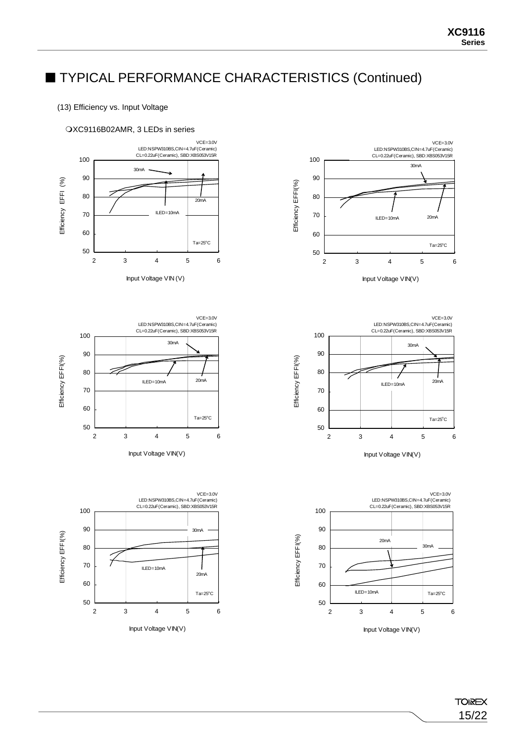## ■ TYPICAL PERFORMANCE CHARACTERISTICS (Continued)

(13) Efficiency vs. Input Voltage

❍XC9116B02AMR, 3 LEDs in series

VCE=3.0V
LED:NSPW310BS,CIN=4.7uF(Ceramic)
CL=0.22uF(Ceramic), SBD:XBS053V15R

Efficiency EFFI (%) — Input Voltage VIN (V) — 30mA, 20mA, ILED=10mA — Ta=25°C

VCE=3.0V
LED:NSPW310BS,CIN=4.7uF(Ceramic)
CL=0.22uF(Ceramic), SBD:XBS053V15R

Efficiency EFFI(%) — Input Voltage VIN(V) — 30mA, ILED=10mA, 20mA — Ta=25°C

VCE=3.0V
LED:NSPW310BS,CIN=4.7uF(Ceramic)
CL=0.22uF(Ceramic), SBD:XBS053V15R

Efficiency EFFI(%) — Input Voltage VIN(V) — 30mA, ILED=10mA, 20mA — Ta=25°C

VCE=3.0V
LED:NSPW310BS,CIN=4.7uF(Ceramic)
CL=0.22uF(Ceramic), SBD:XBS053V15R

Efficiency EFFI(%) — Input Voltage VIN(V) — 30mA, ILED=10mA, 20mA — Ta=25°C

VCE=3.0V
LED:NSPW310BS,CIN=4.7uF(Ceramic)
CL=0.22uF(Ceramic), SBD:XBS053V15R

Efficiency EFFI(%) — Input Voltage VIN(V) — 30mA, ILED=10mA, 20mA — Ta=25°C

VCE=3.0V
LED:NSPW310BS,CIN=4.7uF(Ceramic)
CL=0.22uF(Ceramic), SBD:XBS053V15R

Efficiency EFFI(%) — Input Voltage VIN(V) — 20mA, 30mA, ILED=10mA — Ta=25°C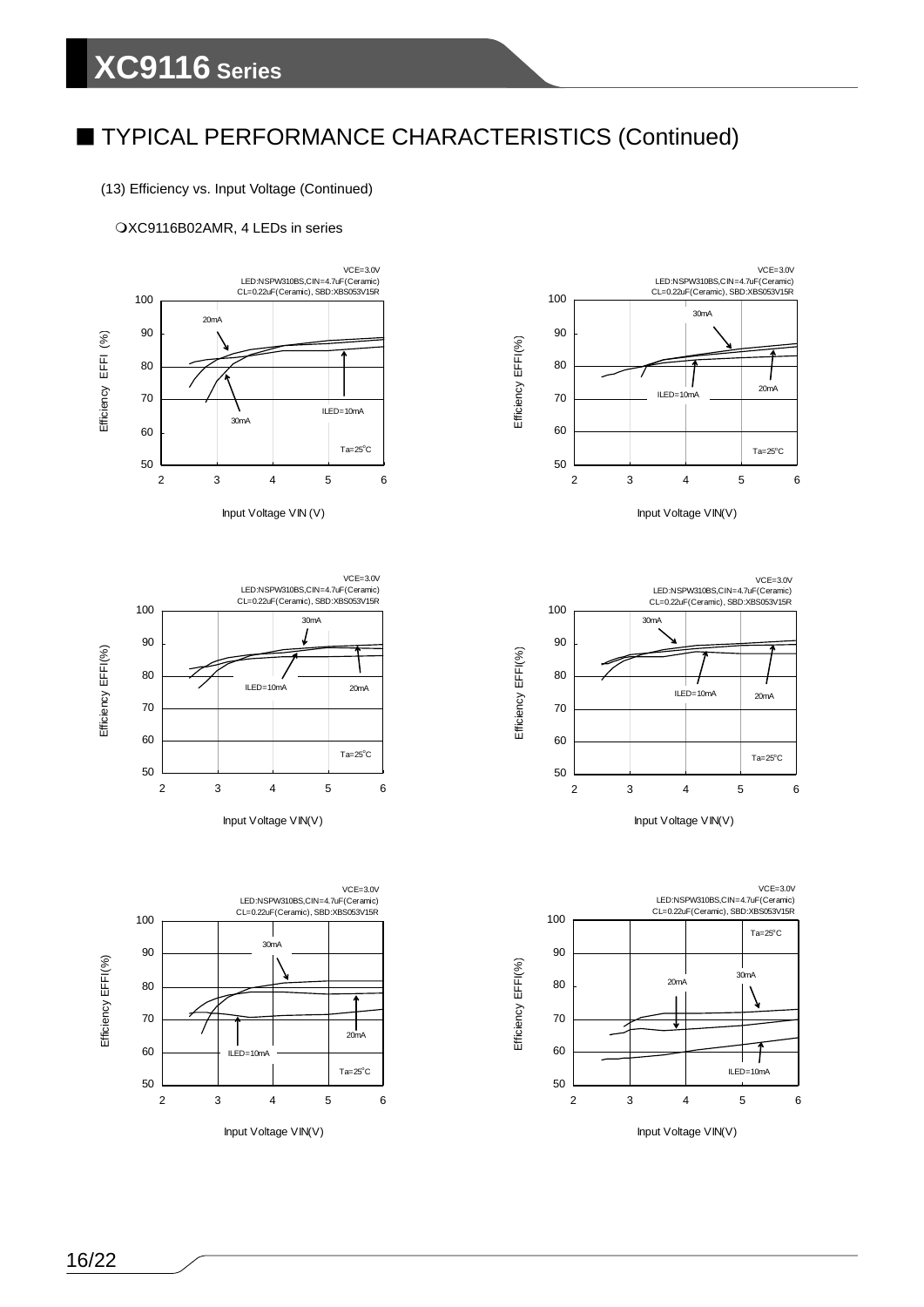## ■ TYPICAL PERFORMANCE CHARACTERISTICS (Continued)

(13) Efficiency vs. Input Voltage (Continued)

❍XC9116B02AMR, 4 LEDs in series

VCE=3.0V
LED:NSPW310BS,CIN=4.7uF(Ceramic)
CL=0.22uF(Ceramic), SBD:XBS053V15R

20mA
30mA
ILED=10mA
Ta=25°C

Efficiency EFFI (%)

Input Voltage VIN (V)

VCE=3.0V
LED:NSPW310BS,CIN=4.7uF(Ceramic)
CL=0.22uF(Ceramic), SBD:XBS053V15R

30mA
ILED=10mA
20mA
Ta=25°C

Efficiency EFFI(%)

Input Voltage VIN(V)

VCE=3.0V
LED:NSPW310BS,CIN=4.7uF(Ceramic)
CL=0.22uF(Ceramic), SBD:XBS053V15R

30mA
ILED=10mA
20mA
Ta=25°C

Efficiency EFFI(%)

Input Voltage VIN(V)

VCE=3.0V
LED:NSPW310BS,CIN=4.7uF(Ceramic)
CL=0.22uF(Ceramic), SBD:XBS053V15R

30mA
ILED=10mA
20mA
Ta=25°C

Efficiency EFFI(%)

Input Voltage VIN(V)

VCE=3.0V
LED:NSPW310BS,CIN=4.7uF(Ceramic)
CL=0.22uF(Ceramic), SBD:XBS053V15R

30mA
20mA
ILED=10mA
Ta=25°C

Efficiency EFFI(%)

Input Voltage VIN(V)

VCE=3.0V
LED:NSPW310BS,CIN=4.7uF(Ceramic)
CL=0.22uF(Ceramic), SBD:XBS053V15R

Ta=25°C
30mA
20mA
ILED=10mA

Efficiency EFFI(%)

Input Voltage VIN(V)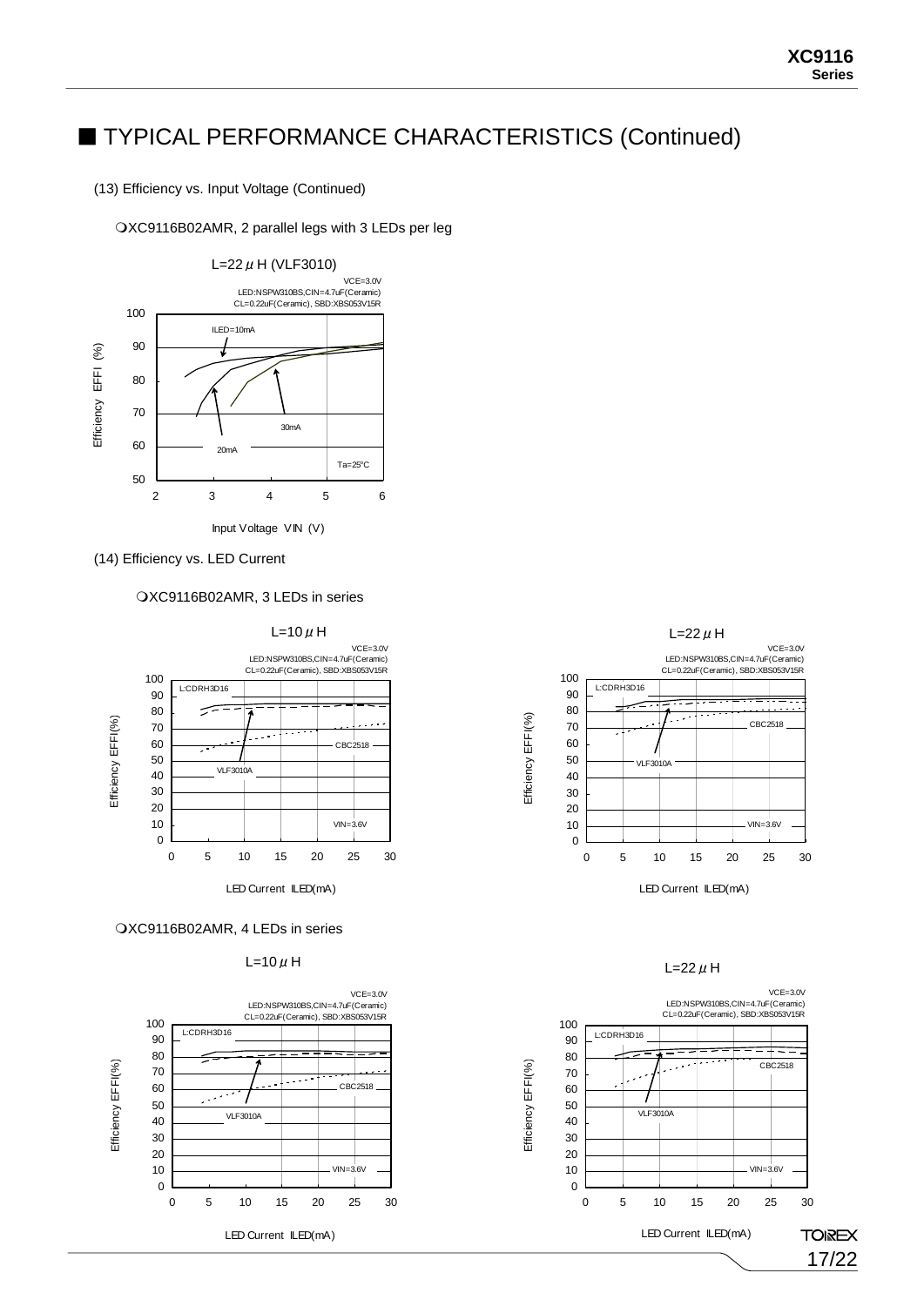## ■ TYPICAL PERFORMANCE CHARACTERISTICS (Continued)

(13) Efficiency vs. Input Voltage (Continued)

❍XC9116B02AMR, 2 parallel legs with 3 LEDs per leg

L=22μH (VLF3010)

VCE=3.0V
LED:NSPW310BS,CIN=4.7uF(Ceramic)
CL=0.22uF(Ceramic), SBD:XBS053V15R

ILED=10mA
20mA
30mA
Ta=25℃

Efficiency EFFI (%)

Input Voltage VIN (V)

(14) Efficiency vs. LED Current

❍XC9116B02AMR, 3 LEDs in series

L=10μH

VCE=3.0V
LED:NSPW310BS,CIN=4.7uF(Ceramic)
CL=0.22uF(Ceramic), SBD:XBS053V15R

L:CDRH3D16
CBC2518
VLF3010A
VIN=3.6V

Efficiency EFFI(%)

LED Current ILED(mA)

L=22μH

VCE=3.0V
LED:NSPW310BS,CIN=4.7uF(Ceramic)
CL=0.22uF(Ceramic), SBD:XBS053V15R

L:CDRH3D16
CBC2518
VLF3010A
VIN=3.6V

Efficiency EFFI(%)

LED Current ILED(mA)

❍XC9116B02AMR, 4 LEDs in series

L=10μH

VCE=3.0V
LED:NSPW310BS,CIN=4.7uF(Ceramic)
CL=0.22uF(Ceramic), SBD:XBS053V15R

L:CDRH3D16
CBC2518
VLF3010A
VIN=3.6V

Efficiency EFFI(%)

LED Current ILED(mA)

L=22μH

VCE=3.0V
LED:NSPW310BS,CIN=4.7uF(Ceramic)
CL=0.22uF(Ceramic), SBD:XBS053V15R

L:CDRH3D16
CBC2518
VLF3010A
VIN=3.6V

Efficiency EFFI(%)

LED Current ILED(mA)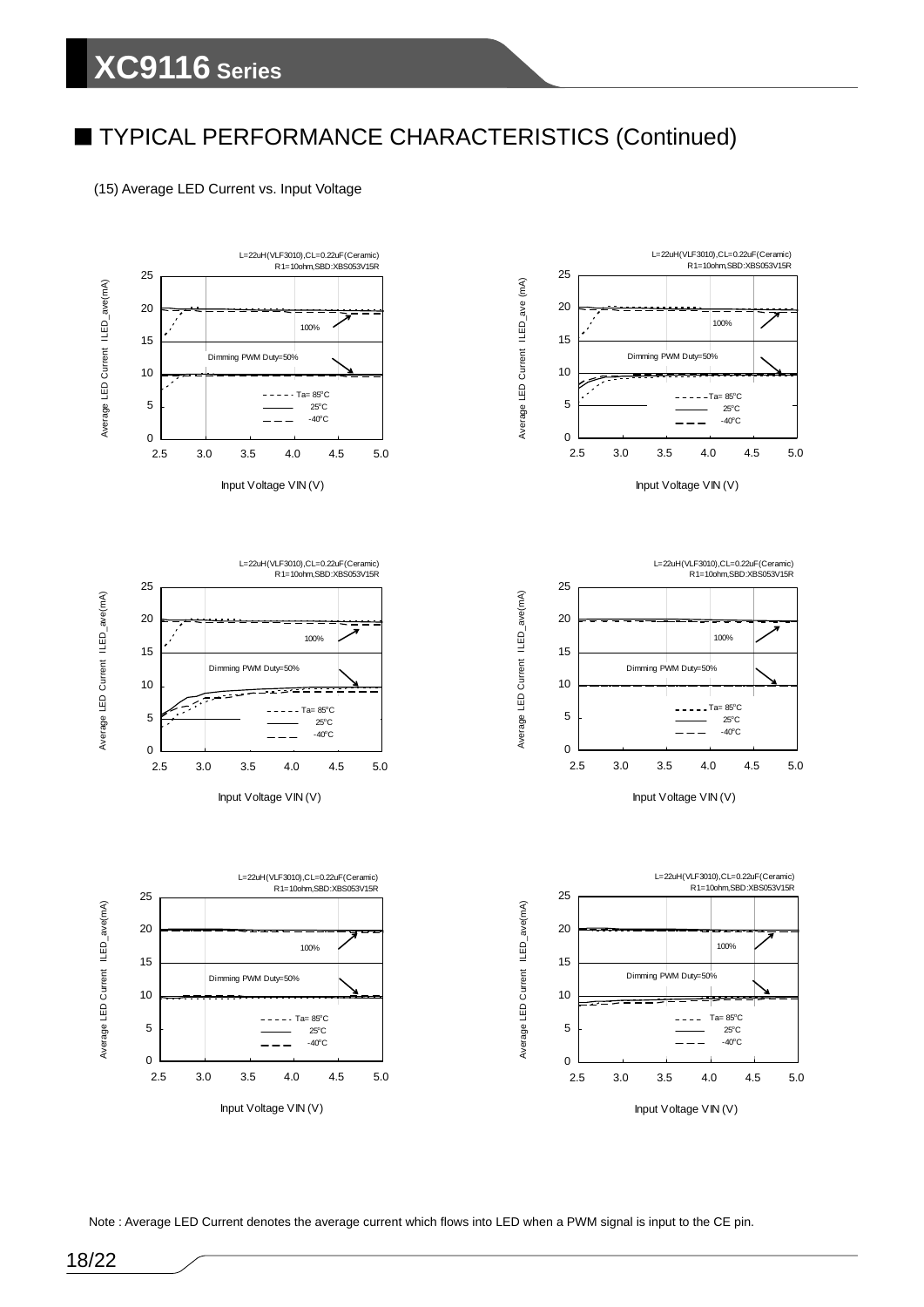## ■ TYPICAL PERFORMANCE CHARACTERISTICS (Continued)

(15) Average LED Current vs. Input Voltage

L=22uH(VLF3010),CL=0.22uF(Ceramic)
R1=10ohm,SBD:XBS053V15R

Average LED Current ILED_ave(mA)

100%

Dimming PWM Duty=50%

Ta= 85°C
25°C
-40°C

Input Voltage VIN (V)

L=22uH(VLF3010),CL=0.22uF(Ceramic)
R1=10ohm,SBD:XBS053V15R

Average LED Current ILED_ave (mA)

100%

Dimming PWM Duty=50%

Ta= 85°C
25°C
-40°C

Input Voltage VIN (V)

L=22uH(VLF3010),CL=0.22uF(Ceramic)
R1=10ohm,SBD:XBS053V15R

Average LED Current ILED_ave(mA)

100%

Dimming PWM Duty=50%

Ta= 85°C
25°C
-40°C

Input Voltage VIN (V)

L=22uH(VLF3010),CL=0.22uF(Ceramic)
R1=10ohm,SBD:XBS053V15R

Average LED Current ILED_ave(mA)

100%

Dimming PWM Duty=50%

Ta= 85°C
25°C
-40°C

Input Voltage VIN (V)

L=22uH(VLF3010),CL=0.22uF(Ceramic)
R1=10ohm,SBD:XBS053V15R

Average LED Current ILED_ave(mA)

100%

Dimming PWM Duty=50%

Ta= 85°C
25°C
-40°C

Input Voltage VIN (V)

L=22uH(VLF3010),CL=0.22uF(Ceramic)
R1=10ohm,SBD:XBS053V15R

Average LED Current ILED_ave(mA)

100%

Dimming PWM Duty=50%

Ta= 85°C
25°C
-40°C

Input Voltage VIN (V)

Note : Average LED Current denotes the average current which flows into LED when a PWM signal is input to the CE pin.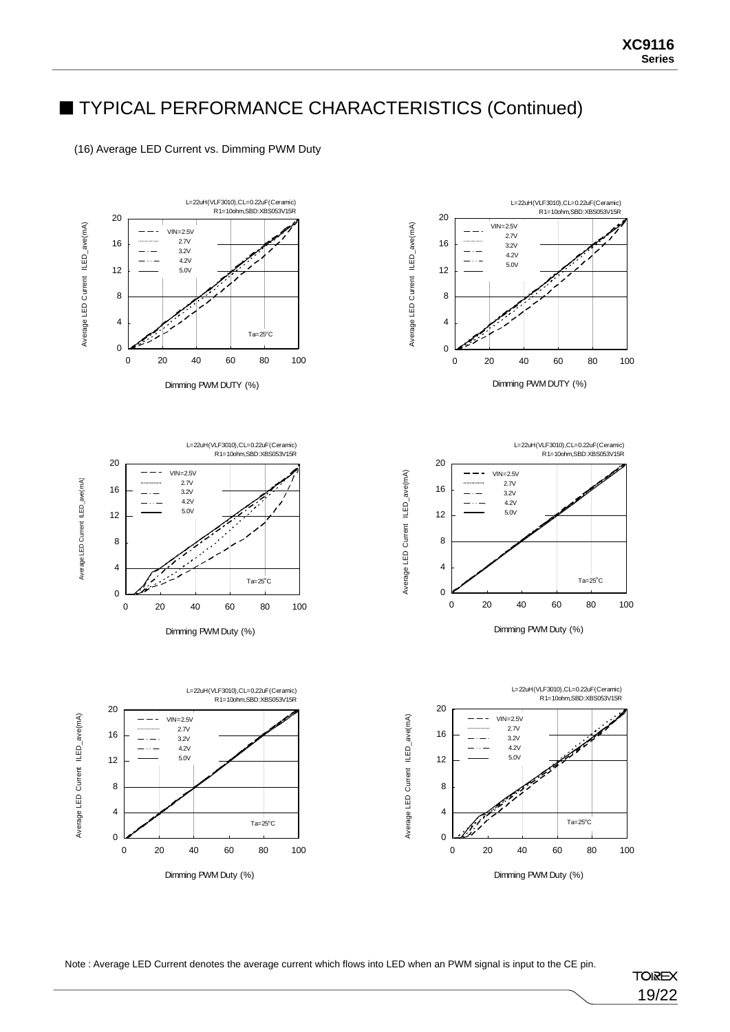## ■ TYPICAL PERFORMANCE CHARACTERISTICS (Continued)

(16) Average LED Current vs. Dimming PWM Duty

L=22uH(VLF3010),CL=0.22uF(Ceramic)
R1=10ohm,SBD:XBS053V15R

VIN=2.5V, 2.7V, 3.2V, 4.2V, 5.0V

Ta=25°C

Average LED Current ILED_ave(mA)

Dimming PWM DUTY (%)

L=22uH(VLF3010),CL=0.22uF(Ceramic)
R1=10ohm,SBD:XBS053V15R

VIN=2.5V, 2.7V, 3.2V, 4.2V, 5.0V

Average LED Current ILED_ave(mA)

Dimming PWM DUTY (%)

L=22uH(VLF3010),CL=0.22uF(Ceramic)
R1=10ohm,SBD:XBS053V15R

VIN=2.5V, 2.7V, 3.2V, 4.2V, 5.0V

Ta=25°C

Average LED Current ILED_ave(mA)

Dimming PWM Duty (%)

L=22uH(VLF3010),CL=0.22uF(Ceramic)
R1=10ohm,SBD:XBS053V15R

VIN=2.5V, 2.7V, 3.2V, 4.2V, 5.0V

Ta=25°C

Average LED Current ILED_ave(mA)

Dimming PWM Duty (%)

L=22uH(VLF3010),CL=0.22uF(Ceramic)
R1=10ohm,SBD:XBS053V15R

VIN=2.5V, 2.7V, 3.2V, 4.2V, 5.0V

Ta=25°C

Average LED Current ILED_ave(mA)

Dimming PWM Duty (%)

L=22uH(VLF3010),CL=0.22uF(Ceramic)
R1=10ohm,SBD:XBS053V15R

VIN=2.5V, 2.7V, 3.2V, 4.2V, 5.0V

Ta=25°C

Average LED Current ILED_ave(mA)

Dimming PWM Duty (%)

Note : Average LED Current denotes the average current which flows into LED when an PWM signal is input to the CE pin.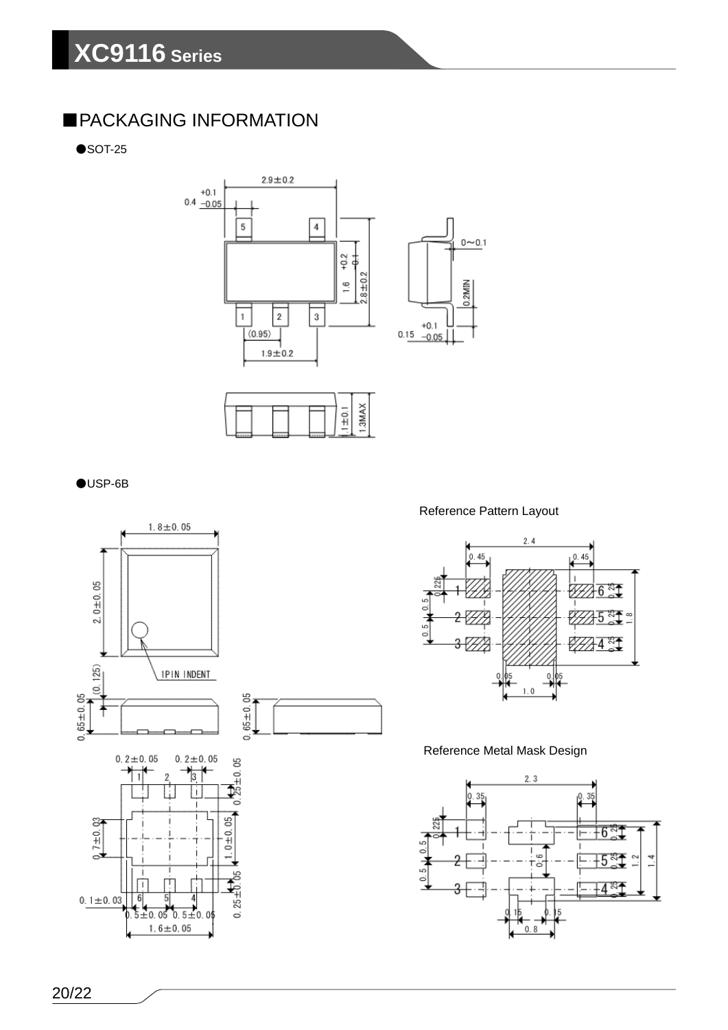## ■PACKAGING INFORMATION

●SOT-25

●USP-6B

Reference Pattern Layout

Reference Metal Mask Design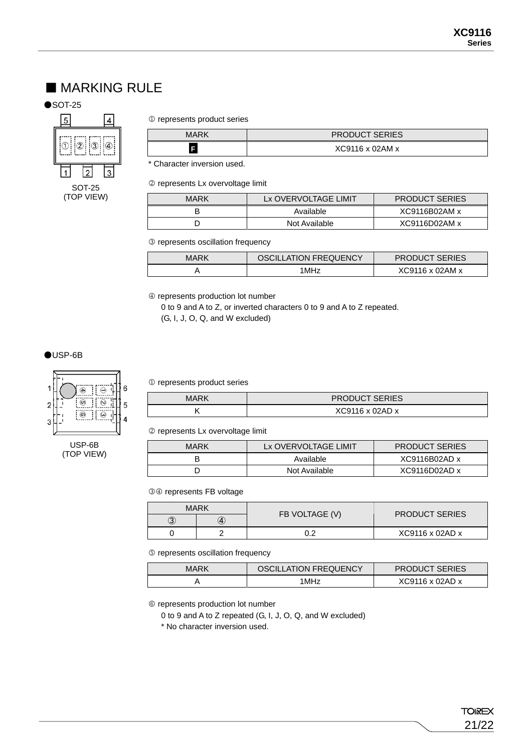## ■ MARKING RULE

●SOT-25

SOT-25
(TOP VIEW)

① represents product series

| MARK | PRODUCT SERIES |
|---|---|
| F | XC9116 x 02AM x |

\* Character inversion used.

② represents Lx overvoltage limit

| MARK | Lx OVERVOLTAGE LIMIT | PRODUCT SERIES |
|---|---|---|
| B | Available | XC9116B02AM x |
| D | Not Available | XC9116D02AM x |

③ represents oscillation frequency

| MARK | OSCILLATION FREQUENCY | PRODUCT SERIES |
|---|---|---|
| A | 1MHz | XC9116 x 02AM x |

④ represents production lot number
0 to 9 and A to Z, or inverted characters 0 to 9 and A to Z repeated.
(G, I, J, O, Q, and W excluded)

●USP-6B

USP-6B
(TOP VIEW)

① represents product series

| MARK | PRODUCT SERIES |
|---|---|
| K | XC9116 x 02AD x |

② represents Lx overvoltage limit

| MARK | Lx OVERVOLTAGE LIMIT | PRODUCT SERIES |
|---|---|---|
| B | Available | XC9116B02AD x |
| D | Not Available | XC9116D02AD x |

③④ represents FB voltage

| MARK | | FB VOLTAGE (V) | PRODUCT SERIES |
|---|---|---|---|
| ③ | ④ | | |
| 0 | 2 | 0.2 | XC9116 x 02AD x |

⑤ represents oscillation frequency

| MARK | OSCILLATION FREQUENCY | PRODUCT SERIES |
|---|---|---|
| A | 1MHz | XC9116 x 02AD x |

⑥ represents production lot number
0 to 9 and A to Z repeated (G, I, J, O, Q, and W excluded)
\* No character inversion used.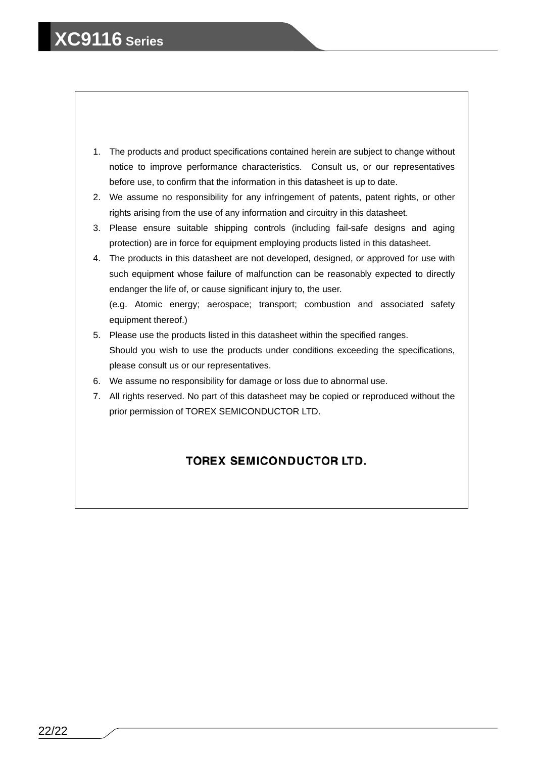1. The products and product specifications contained herein are subject to change without notice to improve performance characteristics. Consult us, or our representatives before use, to confirm that the information in this datasheet is up to date.
2. We assume no responsibility for any infringement of patents, patent rights, or other rights arising from the use of any information and circuitry in this datasheet.
3. Please ensure suitable shipping controls (including fail-safe designs and aging protection) are in force for equipment employing products listed in this datasheet.
4. The products in this datasheet are not developed, designed, or approved for use with such equipment whose failure of malfunction can be reasonably expected to directly endanger the life of, or cause significant injury to, the user.
   (e.g. Atomic energy; aerospace; transport; combustion and associated safety equipment thereof.)
5. Please use the products listed in this datasheet within the specified ranges.
   Should you wish to use the products under conditions exceeding the specifications, please consult us or our representatives.
6. We assume no responsibility for damage or loss due to abnormal use.
7. All rights reserved. No part of this datasheet may be copied or reproduced without the prior permission of TOREX SEMICONDUCTOR LTD.

**TOREX SEMICONDUCTOR LTD.**